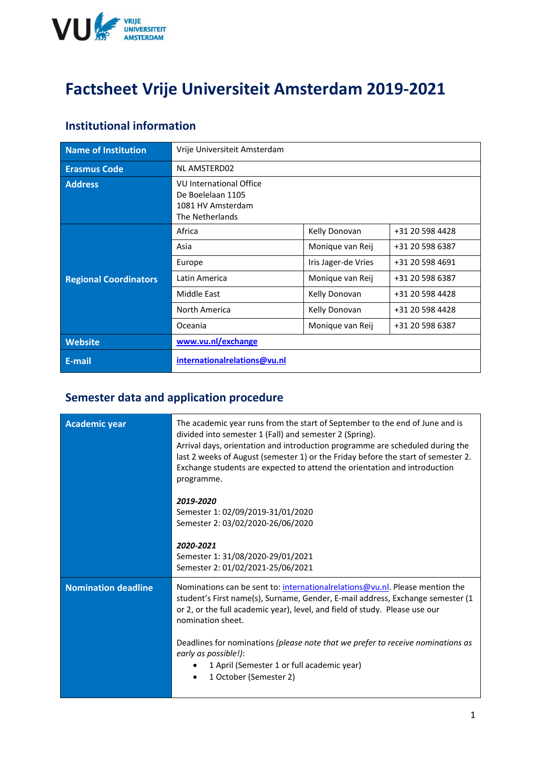# Factsheet Vrije Universiteit Amsterdam 2019-2021

## Institutional information

| | | | |
|---|---|---|---|
| **Name of Institution** | Vrije Universiteit Amsterdam | | |
| **Erasmus Code** | NL AMSTERD02 | | |
| **Address** | VU International Office<br>De Boelelaan 1105<br>1081 HV Amsterdam<br>The Netherlands | | |
| **Regional Coordinators** | Africa | Kelly Donovan | +31 20 598 4428 |
| | Asia | Monique van Reij | +31 20 598 6387 |
| | Europe | Iris Jager-de Vries | +31 20 598 4691 |
| | Latin America | Monique van Reij | +31 20 598 6387 |
| | Middle East | Kelly Donovan | +31 20 598 4428 |
| | North America | Kelly Donovan | +31 20 598 4428 |
| | Oceania | Monique van Reij | +31 20 598 6387 |
| **Website** | **www.vu.nl/exchange** | | |
| **E-mail** | **internationalrelations@vu.nl** | | |

## Semester data and application procedure

| | |
|---|---|
| **Academic year** | The academic year runs from the start of September to the end of June and is divided into semester 1 (Fall) and semester 2 (Spring).<br>Arrival days, orientation and introduction programme are scheduled during the last 2 weeks of August (semester 1) or the Friday before the start of semester 2. Exchange students are expected to attend the orientation and introduction programme.<br><br>***2019-2020***<br>Semester 1: 02/09/2019-31/01/2020<br>Semester 2: 03/02/2020-26/06/2020<br><br>***2020-2021***<br>Semester 1: 31/08/2020-29/01/2021<br>Semester 2: 01/02/2021-25/06/2021 |
| **Nomination deadline** | Nominations can be sent to: internationalrelations@vu.nl. Please mention the student's First name(s), Surname, Gender, E-mail address, Exchange semester (1 or 2, or the full academic year), level, and field of study. Please use our nomination sheet.<br><br>Deadlines for nominations *(please note that we prefer to receive nominations as early as possible!)*:<br>• 1 April (Semester 1 or full academic year)<br>• 1 October (Semester 2) |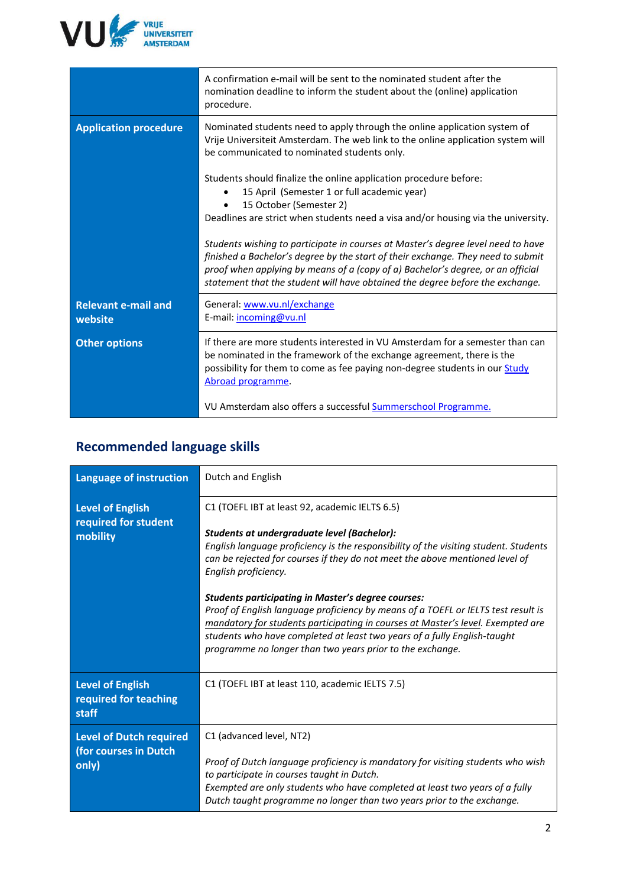| | |
|---|---|
| | A confirmation e-mail will be sent to the nominated student after the nomination deadline to inform the student about the (online) application procedure. |
| **Application procedure** | Nominated students need to apply through the online application system of Vrije Universiteit Amsterdam. The web link to the online application system will be communicated to nominated students only.<br><br>Students should finalize the online application procedure before:<br>• 15 April (Semester 1 or full academic year)<br>• 15 October (Semester 2)<br>Deadlines are strict when students need a visa and/or housing via the university.<br><br>*Students wishing to participate in courses at Master's degree level need to have finished a Bachelor's degree by the start of their exchange. They need to submit proof when applying by means of a (copy of a) Bachelor's degree, or an official statement that the student will have obtained the degree before the exchange.* |
| **Relevant e-mail and website** | General: [www.vu.nl/exchange](www.vu.nl/exchange)<br>E-mail: [incoming@vu.nl](mailto:incoming@vu.nl) |
| **Other options** | If there are more students interested in VU Amsterdam for a semester than can be nominated in the framework of the exchange agreement, there is the possibility for them to come as fee paying non-degree students in our [Study Abroad programme](#).<br><br>VU Amsterdam also offers a successful [Summerschool Programme.](#) |

## Recommended language skills

| | |
|---|---|
| **Language of instruction** | Dutch and English |
| **Level of English required for student mobility** | C1 (TOEFL IBT at least 92, academic IELTS 6.5)<br><br>***Students at undergraduate level (Bachelor):***<br>*English language proficiency is the responsibility of the visiting student. Students can be rejected for courses if they do not meet the above mentioned level of English proficiency.*<br><br>***Students participating in Master's degree courses:***<br>*Proof of English language proficiency by means of a TOEFL or IELTS test result is <u>mandatory for students participating in courses at Master's level</u>. Exempted are students who have completed at least two years of a fully English-taught programme no longer than two years prior to the exchange.* |
| **Level of English required for teaching staff** | C1 (TOEFL IBT at least 110, academic IELTS 7.5) |
| **Level of Dutch required (for courses in Dutch only)** | C1 (advanced level, NT2)<br><br>*Proof of Dutch language proficiency is mandatory for visiting students who wish to participate in courses taught in Dutch.*<br>*Exempted are only students who have completed at least two years of a fully Dutch taught programme no longer than two years prior to the exchange.* |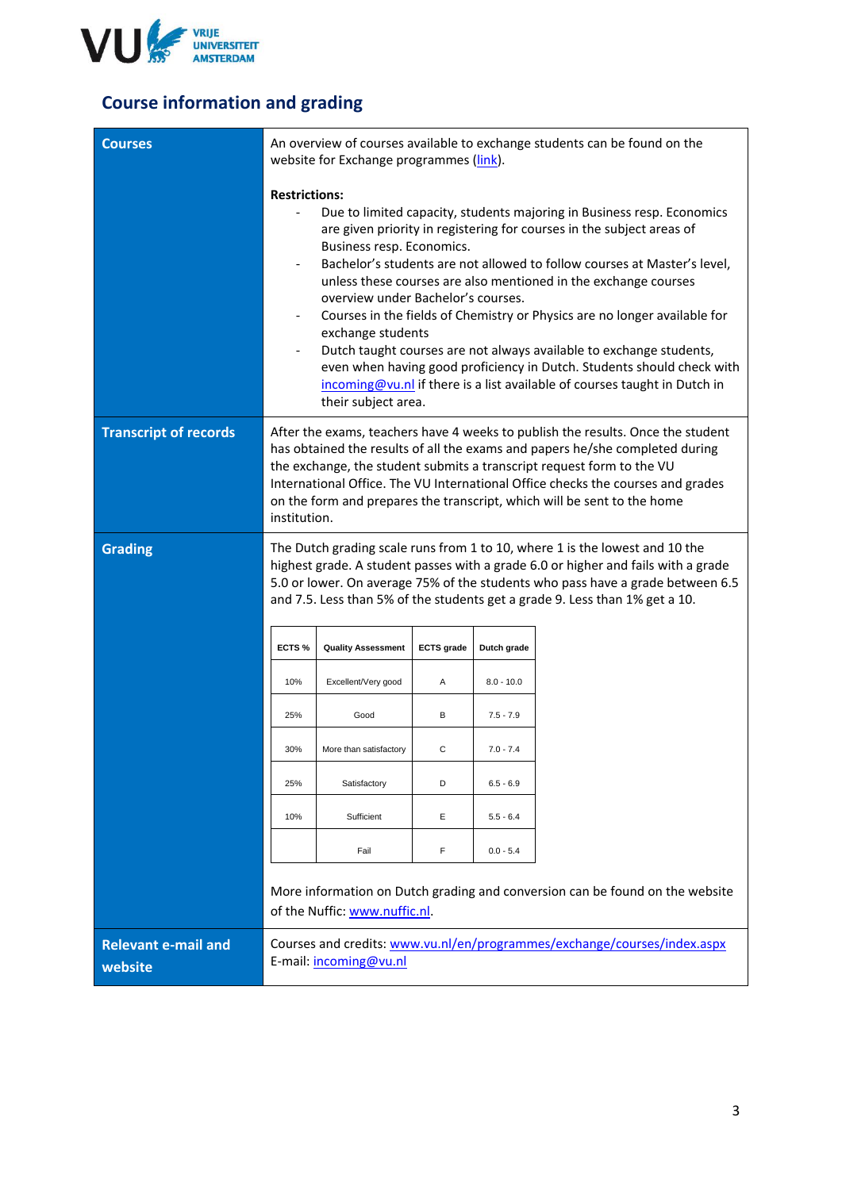# Course information and grading

## Courses

An overview of courses available to exchange students can be found on the website for Exchange programmes (link).

**Restrictions:**

- Due to limited capacity, students majoring in Business resp. Economics are given priority in registering for courses in the subject areas of Business resp. Economics.
- Bachelor's students are not allowed to follow courses at Master's level, unless these courses are also mentioned in the exchange courses overview under Bachelor's courses.
- Courses in the fields of Chemistry or Physics are no longer available for exchange students
- Dutch taught courses are not always available to exchange students, even when having good proficiency in Dutch. Students should check with incoming@vu.nl if there is a list available of courses taught in Dutch in their subject area.

## Transcript of records

After the exams, teachers have 4 weeks to publish the results. Once the student has obtained the results of all the exams and papers he/she completed during the exchange, the student submits a transcript request form to the VU International Office. The VU International Office checks the courses and grades on the form and prepares the transcript, which will be sent to the home institution.

## Grading

The Dutch grading scale runs from 1 to 10, where 1 is the lowest and 10 the highest grade. A student passes with a grade 6.0 or higher and fails with a grade 5.0 or lower. On average 75% of the students who pass have a grade between 6.5 and 7.5. Less than 5% of the students get a grade 9. Less than 1% get a 10.

| ECTS % | Quality Assessment | ECTS grade | Dutch grade |
|---|---|---|---|
| 10% | Excellent/Very good | A | 8.0 - 10.0 |
| 25% | Good | B | 7.5 - 7.9 |
| 30% | More than satisfactory | C | 7.0 - 7.4 |
| 25% | Satisfactory | D | 6.5 - 6.9 |
| 10% | Sufficient | E | 5.5 - 6.4 |
| | Fail | F | 0.0 - 5.4 |

More information on Dutch grading and conversion can be found on the website of the Nuffic: www.nuffic.nl.

## Relevant e-mail and website

Courses and credits: www.vu.nl/en/programmes/exchange/courses/index.aspx
E-mail: incoming@vu.nl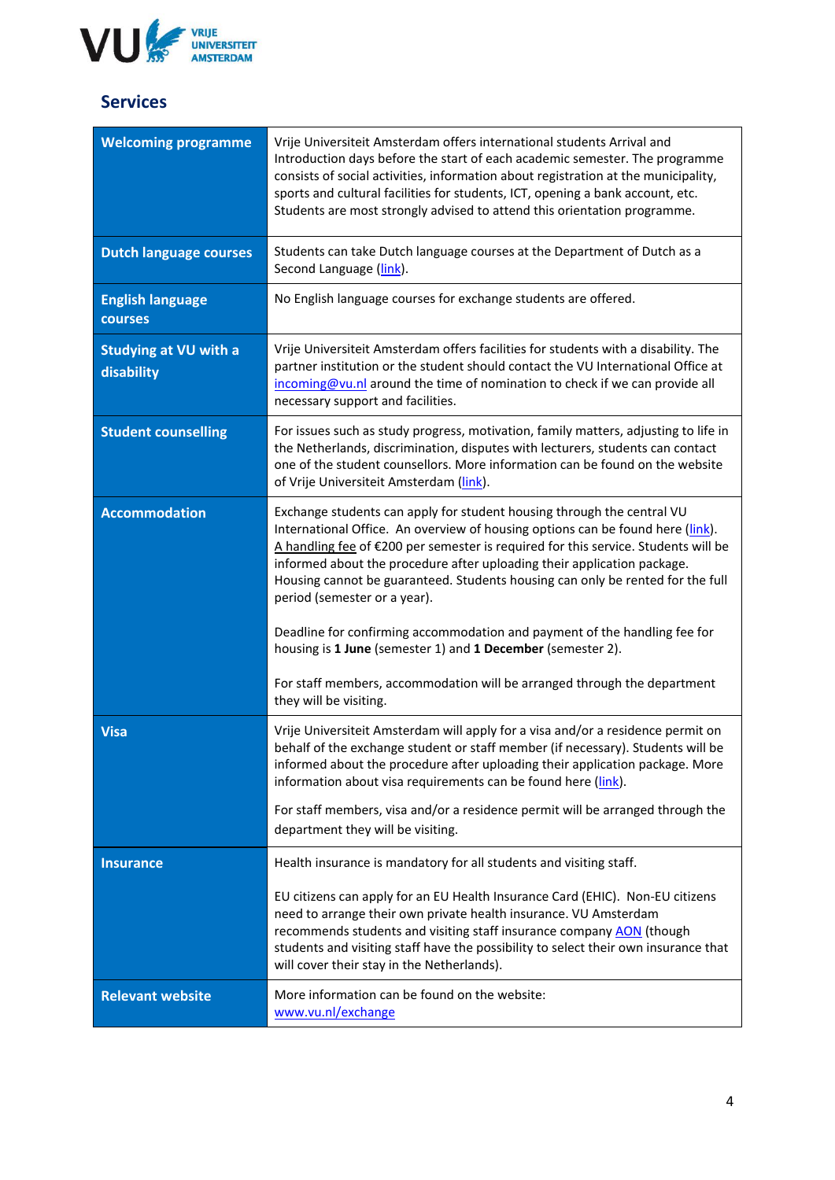## Services

| | |
|---|---|
| **Welcoming programme** | Vrije Universiteit Amsterdam offers international students Arrival and Introduction days before the start of each academic semester. The programme consists of social activities, information about registration at the municipality, sports and cultural facilities for students, ICT, opening a bank account, etc. Students are most strongly advised to attend this orientation programme. |
| **Dutch language courses** | Students can take Dutch language courses at the Department of Dutch as a Second Language (link). |
| **English language courses** | No English language courses for exchange students are offered. |
| **Studying at VU with a disability** | Vrije Universiteit Amsterdam offers facilities for students with a disability. The partner institution or the student should contact the VU International Office at incoming@vu.nl around the time of nomination to check if we can provide all necessary support and facilities. |
| **Student counselling** | For issues such as study progress, motivation, family matters, adjusting to life in the Netherlands, discrimination, disputes with lecturers, students can contact one of the student counsellors. More information can be found on the website of Vrije Universiteit Amsterdam (link). |
| **Accommodation** | Exchange students can apply for student housing through the central VU International Office. An overview of housing options can be found here (link). A handling fee of €200 per semester is required for this service. Students will be informed about the procedure after uploading their application package. Housing cannot be guaranteed. Students housing can only be rented for the full period (semester or a year).<br><br>Deadline for confirming accommodation and payment of the handling fee for housing is **1 June** (semester 1) and **1 December** (semester 2).<br><br>For staff members, accommodation will be arranged through the department they will be visiting. |
| **Visa** | Vrije Universiteit Amsterdam will apply for a visa and/or a residence permit on behalf of the exchange student or staff member (if necessary). Students will be informed about the procedure after uploading their application package. More information about visa requirements can be found here (link).<br><br>For staff members, visa and/or a residence permit will be arranged through the department they will be visiting. |
| **Insurance** | Health insurance is mandatory for all students and visiting staff.<br><br>EU citizens can apply for an EU Health Insurance Card (EHIC). Non-EU citizens need to arrange their own private health insurance. VU Amsterdam recommends students and visiting staff insurance company AON (though students and visiting staff have the possibility to select their own insurance that will cover their stay in the Netherlands). |
| **Relevant website** | More information can be found on the website: www.vu.nl/exchange |